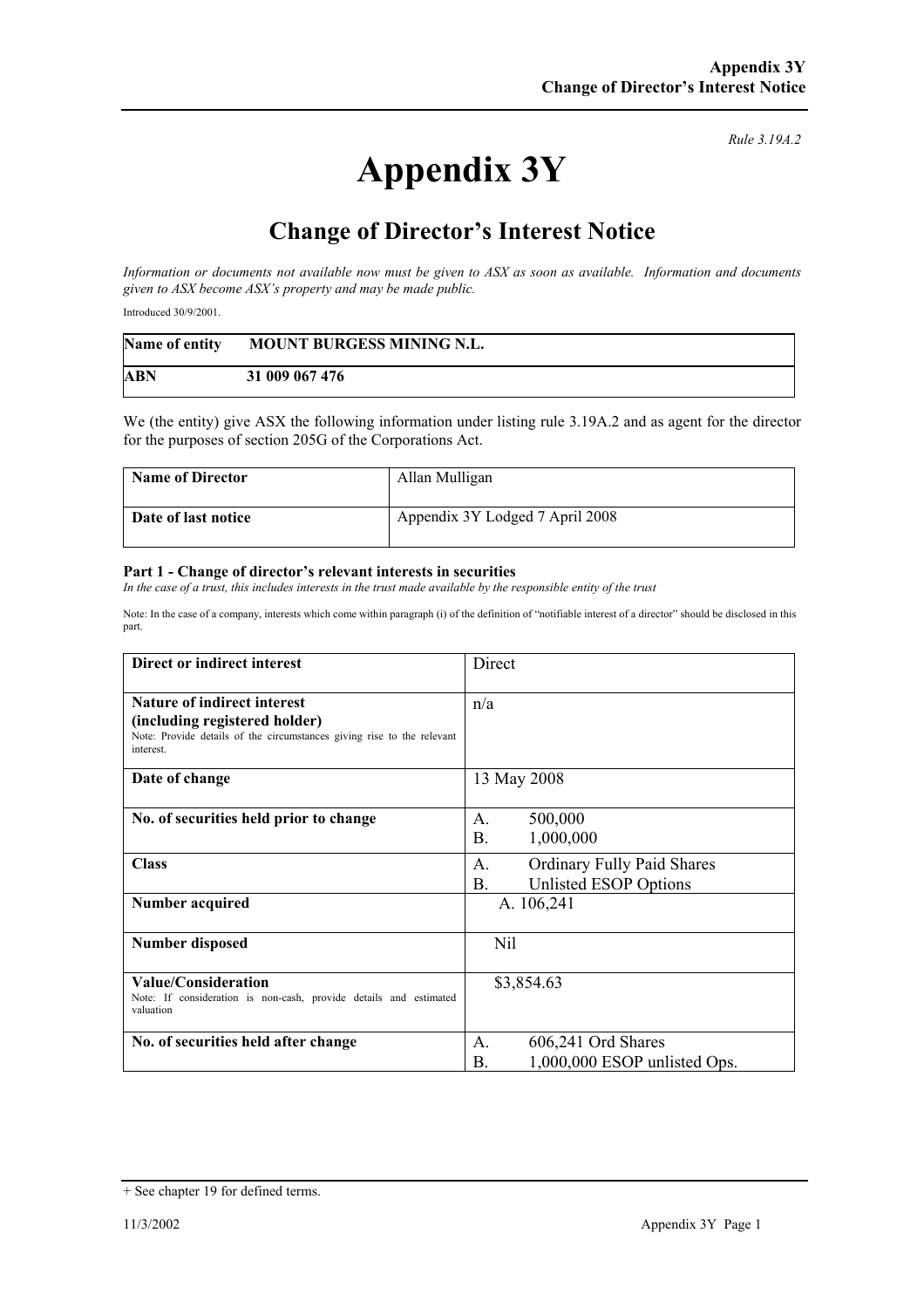*Rule 3.19A.2*

# Appendix 3Y

## Change of Director's Interest Notice

*Information or documents not available now must be given to ASX as soon as available. Information and documents given to ASX become ASX's property and may be made public.*

Introduced 30/9/2001.

| **Name of entity** | **MOUNT BURGESS MINING N.L.** |
|---|---|
| **ABN** | **31 009 067 476** |

We (the entity) give ASX the following information under listing rule 3.19A.2 and as agent for the director for the purposes of section 205G of the Corporations Act.

| **Name of Director** | Allan Mulligan |
|---|---|
| **Date of last notice** | Appendix 3Y Lodged 7 April 2008 |

**Part 1 - Change of director's relevant interests in securities**

*In the case of a trust, this includes interests in the trust made available by the responsible entity of the trust*

Note: In the case of a company, interests which come within paragraph (i) of the definition of "notifiable interest of a director" should be disclosed in this part.

| **Direct or indirect interest** | Direct |
|---|---|
| **Nature of indirect interest (including registered holder)**<br>Note: Provide details of the circumstances giving rise to the relevant interest. | n/a |
| **Date of change** | 13 May 2008 |
| **No. of securities held prior to change** | A. 500,000<br>B. 1,000,000 |
| **Class** | A. Ordinary Fully Paid Shares<br>B. Unlisted ESOP Options |
| **Number acquired** | A. 106,241 |
| **Number disposed** | Nil |
| **Value/Consideration**<br>Note: If consideration is non-cash, provide details and estimated valuation | $3,854.63 |
| **No. of securities held after change** | A. 606,241 Ord Shares<br>B. 1,000,000 ESOP unlisted Ops. |

+ See chapter 19 for defined terms.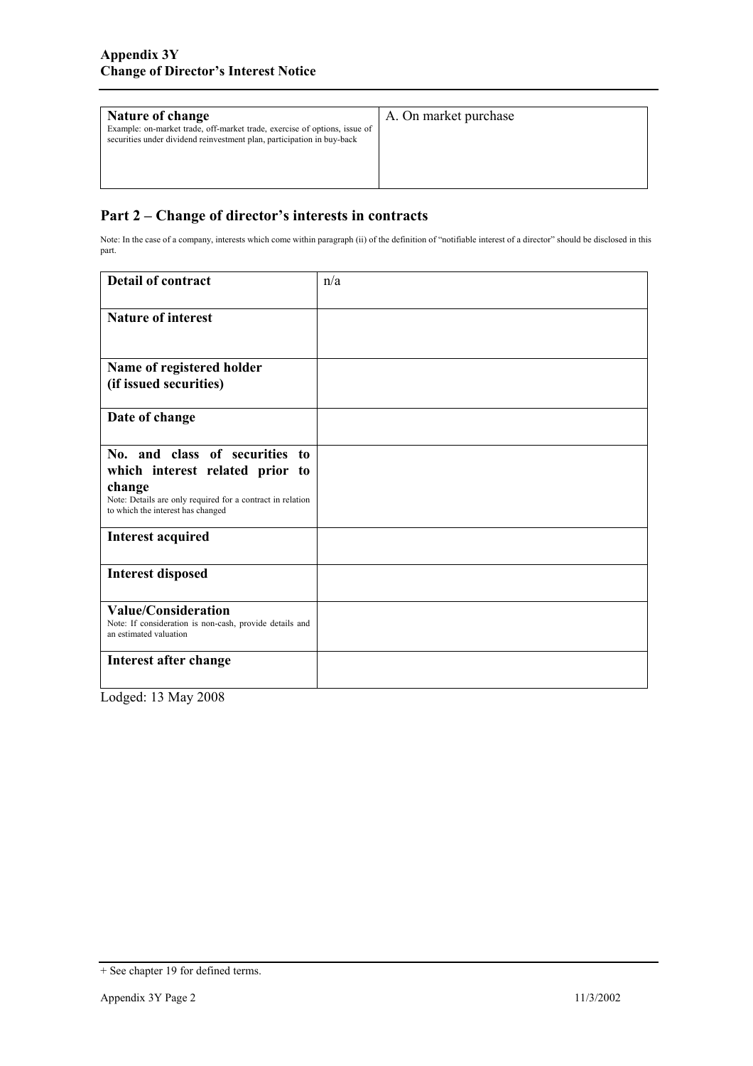| | |
|---|---|
| **Nature of change**<br>Example: on-market trade, off-market trade, exercise of options, issue of securities under dividend reinvestment plan, participation in buy-back | A. On market purchase |

## Part 2 – Change of director's interests in contracts

Note: In the case of a company, interests which come within paragraph (ii) of the definition of "notifiable interest of a director" should be disclosed in this part.

| | |
|---|---|
| **Detail of contract** | n/a |
| **Nature of interest** | |
| **Name of registered holder (if issued securities)** | |
| **Date of change** | |
| **No. and class of securities to which interest related prior to change**<br>Note: Details are only required for a contract in relation to which the interest has changed | |
| **Interest acquired** | |
| **Interest disposed** | |
| **Value/Consideration**<br>Note: If consideration is non-cash, provide details and an estimated valuation | |
| **Interest after change** | |

Lodged: 13 May 2008

+ See chapter 19 for defined terms.